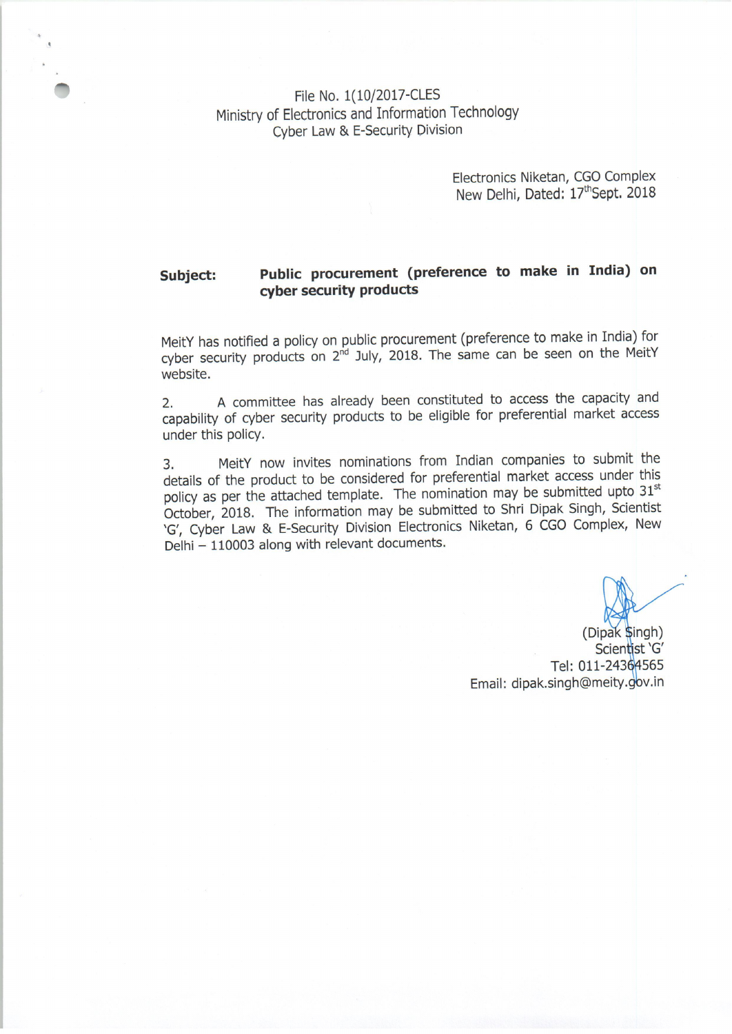File No. 1(10/2017-CLES
Ministry of Electronics and Information Technology
Cyber Law & E-Security Division

Electronics Niketan, CGO Complex
New Delhi, Dated: 17th Sept. 2018

**Subject:** **Public procurement (preference to make in India) on cyber security products**

MeitY has notified a policy on public procurement (preference to make in India) for cyber security products on 2nd July, 2018. The same can be seen on the MeitY website.

2. A committee has already been constituted to access the capacity and capability of cyber security products to be eligible for preferential market access under this policy.

3. MeitY now invites nominations from Indian companies to submit the details of the product to be considered for preferential market access under this policy as per the attached template. The nomination may be submitted upto 31st October, 2018. The information may be submitted to Shri Dipak Singh, Scientist 'G', Cyber Law & E-Security Division Electronics Niketan, 6 CGO Complex, New Delhi – 110003 along with relevant documents.

(Dipak Singh)
Scientist 'G'
Tel: 011-24364565
Email: dipak.singh@meity.gov.in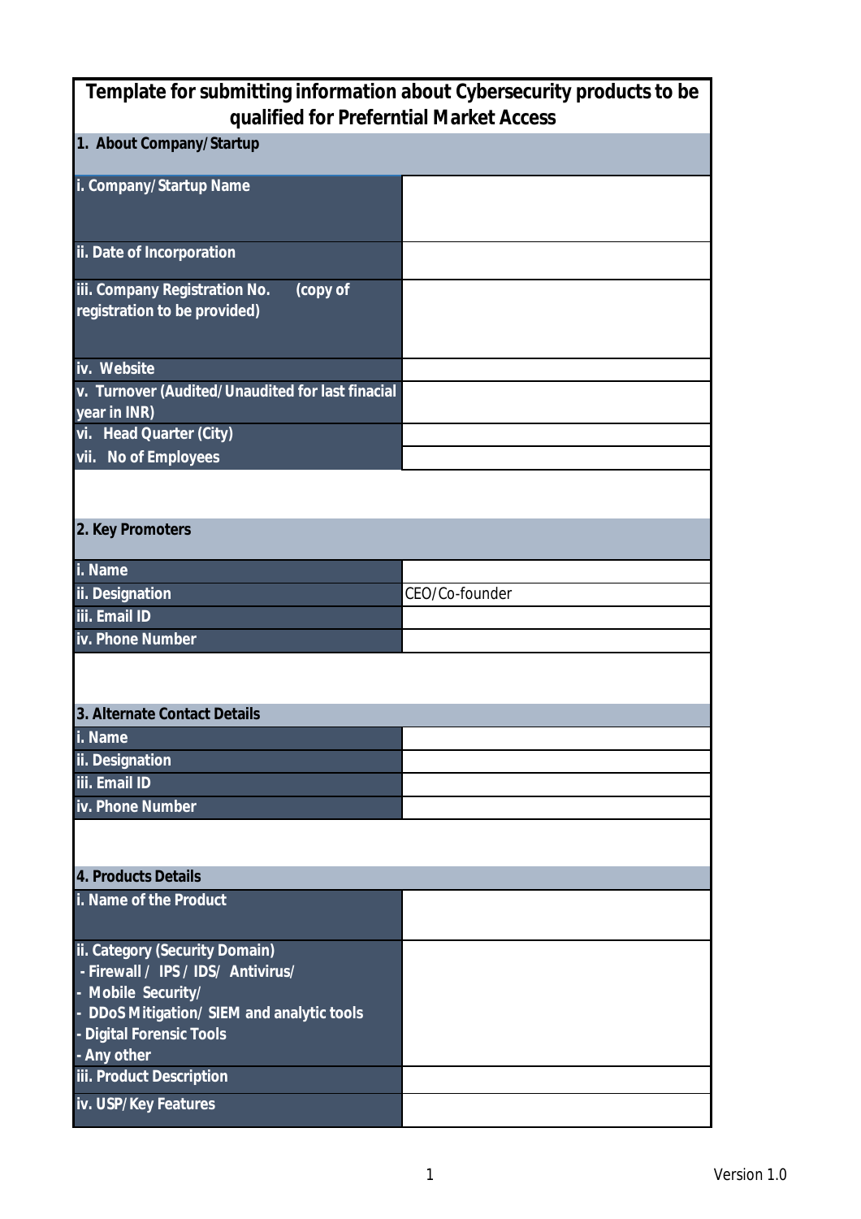# Template for submitting information about Cybersecurity products to be qualified for Preferntial Market Access

## 1. About Company/Startup

| Field | Value |
|---|---|
| i. Company/Startup Name | |
| ii. Date of Incorporation | |
| iii. Company Registration No. (copy of registration to be provided) | |
| iv. Website | |
| v. Turnover (Audited/Unaudited for last finacial year in INR) | |
| vi. Head Quarter (City) | |
| vii. No of Employees | |

## 2. Key Promoters

| Field | Value |
|---|---|
| i. Name | |
| ii. Designation | CEO/Co-founder |
| iii. Email ID | |
| iv. Phone Number | |

## 3. Alternate Contact Details

| Field | Value |
|---|---|
| i. Name | |
| ii. Designation | |
| iii. Email ID | |
| iv. Phone Number | |

## 4. Products Details

| Field | Value |
|---|---|
| i. Name of the Product | |
| ii. Category (Security Domain)<br>- Firewall / IPS / IDS/ Antivirus/<br>- Mobile Security/<br>- DDoS Mitigation/ SIEM and analytic tools<br>- Digital Forensic Tools<br>- Any other | |
| iii. Product Description | |
| iv. USP/Key Features | |

Version 1.0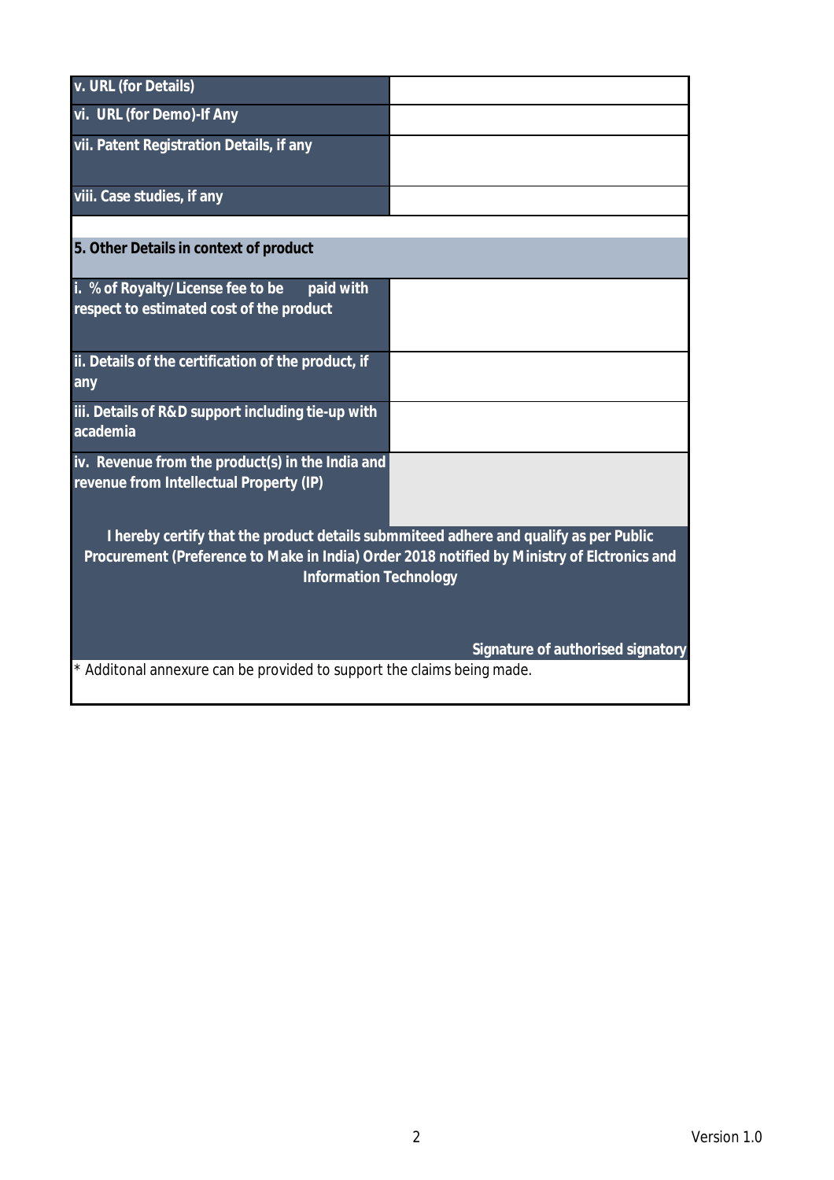| | |
|---|---|
| **v. URL (for Details)** | |
| **vi. URL (for Demo)-If Any** | |
| **vii. Patent Registration Details, if any** | |
| **viii. Case studies, if any** | |

**5. Other Details in context of product**

| | |
|---|---|
| **i. % of Royalty/License fee to be paid with respect to estimated cost of the product** | |
| **ii. Details of the certification of the product, if any** | |
| **iii. Details of R&D support including tie-up with academia** | |
| **iv. Revenue from the product(s) in the India and revenue from Intellectual Property (IP)** | |

**I hereby certify that the product details submmiteed adhere and qualify as per Public Procurement (Preference to Make in India) Order 2018 notified by Ministry of Elctronics and Information Technology**

**Signature of authorised signatory**

* Additonal annexure can be provided to support the claims being made.

Version 1.0